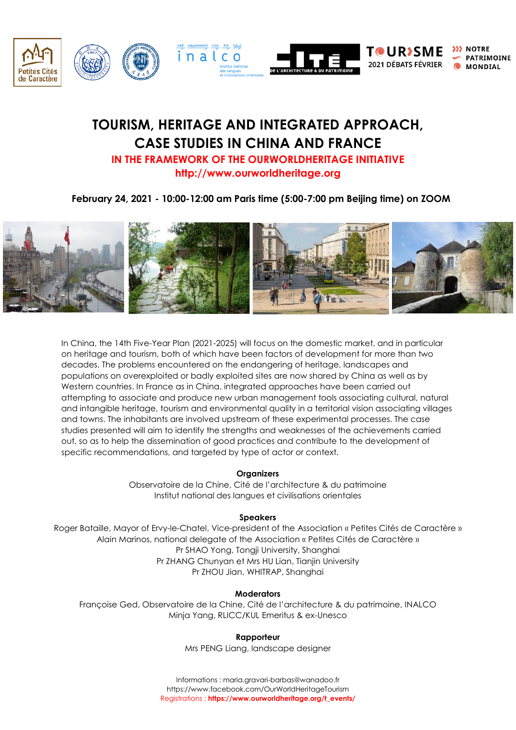# TOURISM, HERITAGE AND INTEGRATED APPROACH, CASE STUDIES IN CHINA AND FRANCE

**IN THE FRAMEWORK OF THE OURWORLDHERITAGE INITIATIVE**

**http://www.ourworldheritage.org**

**February 24, 2021 - 10:00-12:00 am Paris time (5:00-7:00 pm Beijing time) on ZOOM**

In China, the 14th Five-Year Plan (2021-2025) will focus on the domestic market, and in particular on heritage and tourism, both of which have been factors of development for more than two decades. The problems encountered on the endangering of heritage, landscapes and populations on overexploited or badly exploited sites are now shared by China as well as by Western countries. In France as in China, integrated approaches have been carried out attempting to associate and produce new urban management tools associating cultural, natural and intangible heritage, tourism and environmental quality in a territorial vision associating villages and towns. The inhabitants are involved upstream of these experimental processes. The case studies presented will aim to identify the strengths and weaknesses of the achievements carried out, so as to help the dissemination of good practices and contribute to the development of specific recommendations, and targeted by type of actor or context.

**Organizers**

Observatoire de la Chine, Cité de l'architecture & du patrimoine
Institut national des langues et civilisations orientales

**Speakers**

Roger Bataille, Mayor of Ervy-le-Chatel, Vice-president of the Association « Petites Cités de Caractère »
Alain Marinos, national delegate of the Association « Petites Cités de Caractère »
Pr SHAO Yong, Tongji University, Shanghai
Pr ZHANG Chunyan et Mrs HU Lian, Tianjin University
Pr ZHOU Jian, WHITRAP, Shanghai

**Moderators**

Françoise Ged, Observatoire de la Chine, Cité de l'architecture & du patrimoine, INALCO
Minja Yang, RLICC/KUL Emeritus & ex-Unesco

**Rapporteur**

Mrs PENG Liang, landscape designer

Informations : maria.gravari-barbas@wanadoo.fr
https://www.facebook.com/OurWorldHeritageTourism
Registrations : **https://www.ourworldheritage.org/t_events/**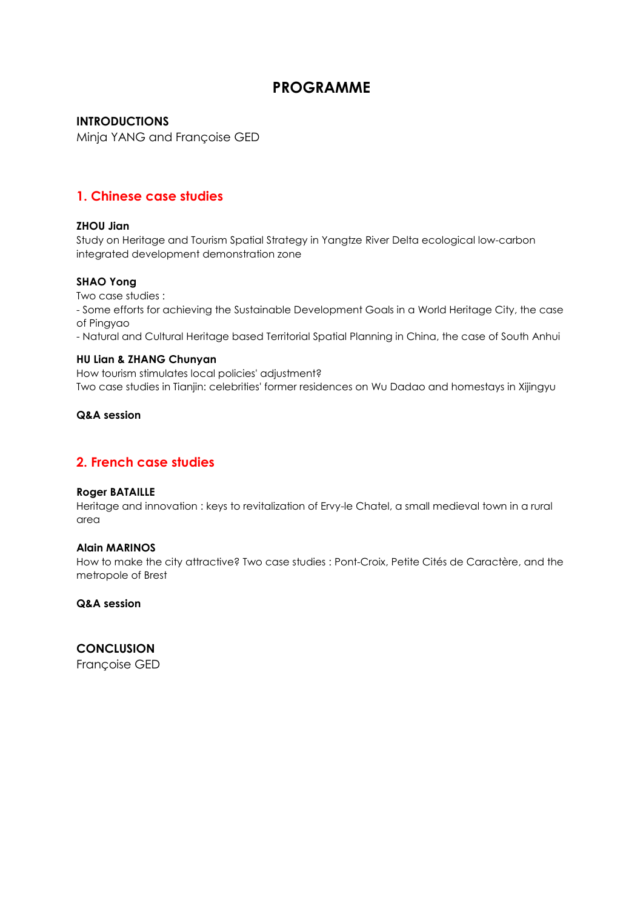# PROGRAMME

**INTRODUCTIONS**
Minja YANG and Françoise GED

## 1. Chinese case studies

**ZHOU Jian**
Study on Heritage and Tourism Spatial Strategy in Yangtze River Delta ecological low-carbon integrated development demonstration zone

**SHAO Yong**
Two case studies :
- Some efforts for achieving the Sustainable Development Goals in a World Heritage City, the case of Pingyao
- Natural and Cultural Heritage based Territorial Spatial Planning in China, the case of South Anhui

**HU Lian & ZHANG Chunyan**
How tourism stimulates local policies' adjustment?
Two case studies in Tianjin: celebrities' former residences on Wu Dadao and homestays in Xijingyu

**Q&A session**

## 2. French case studies

**Roger BATAILLE**
Heritage and innovation : keys to revitalization of Ervy-le Chatel, a small medieval town in a rural area

**Alain MARINOS**
How to make the city attractive? Two case studies : Pont-Croix, Petite Cités de Caractère, and the metropole of Brest

**Q&A session**

**CONCLUSION**
Françoise GED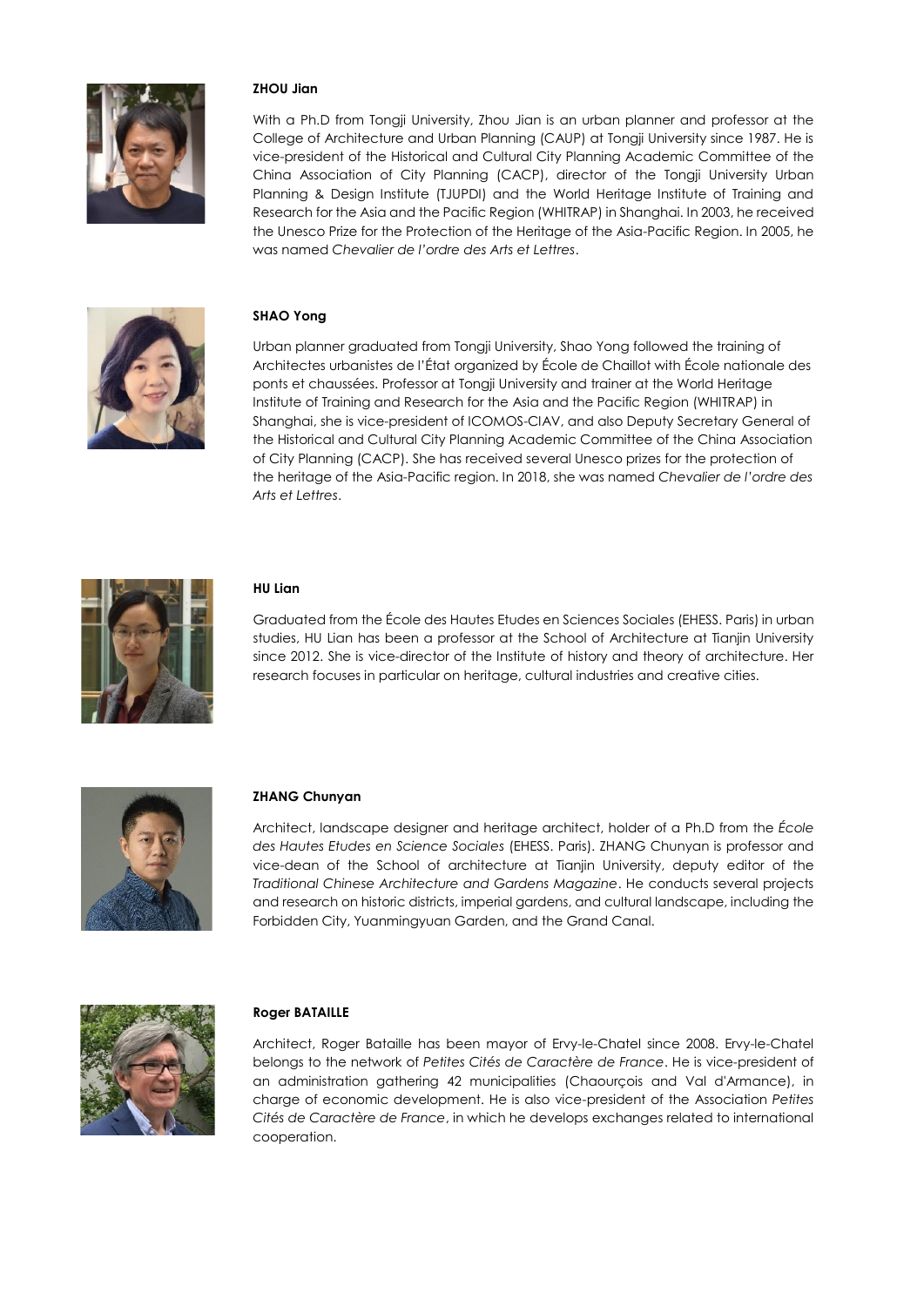**ZHOU Jian**

With a Ph.D from Tongji University, Zhou Jian is an urban planner and professor at the College of Architecture and Urban Planning (CAUP) at Tongji University since 1987. He is vice-president of the Historical and Cultural City Planning Academic Committee of the China Association of City Planning (CACP), director of the Tongji University Urban Planning & Design Institute (TJUPDI) and the World Heritage Institute of Training and Research for the Asia and the Pacific Region (WHITRAP) in Shanghai. In 2003, he received the Unesco Prize for the Protection of the Heritage of the Asia-Pacific Region. In 2005, he was named *Chevalier de l'ordre des Arts et Lettres*.

**SHAO Yong**

Urban planner graduated from Tongji University, Shao Yong followed the training of Architectes urbanistes de l'État organized by École de Chaillot with École nationale des ponts et chaussées. Professor at Tongji University and trainer at the World Heritage Institute of Training and Research for the Asia and the Pacific Region (WHITRAP) in Shanghai, she is vice-president of ICOMOS-CIAV, and also Deputy Secretary General of the Historical and Cultural City Planning Academic Committee of the China Association of City Planning (CACP). She has received several Unesco prizes for the protection of the heritage of the Asia-Pacific region. In 2018, she was named *Chevalier de l'ordre des Arts et Lettres*.

**HU Lian**

Graduated from the École des Hautes Etudes en Sciences Sociales (EHESS. Paris) in urban studies, HU Lian has been a professor at the School of Architecture at Tianjin University since 2012. She is vice-director of the Institute of history and theory of architecture. Her research focuses in particular on heritage, cultural industries and creative cities.

**ZHANG Chunyan**

Architect, landscape designer and heritage architect, holder of a Ph.D from the *École des Hautes Etudes en Science Sociales* (EHESS. Paris). ZHANG Chunyan is professor and vice-dean of the School of architecture at Tianjin University, deputy editor of the *Traditional Chinese Architecture and Gardens Magazine*. He conducts several projects and research on historic districts, imperial gardens, and cultural landscape, including the Forbidden City, Yuanmingyuan Garden, and the Grand Canal.

**Roger BATAILLE**

Architect, Roger Bataille has been mayor of Ervy-le-Chatel since 2008. Ervy-le-Chatel belongs to the network of *Petites Cités de Caractère de France*. He is vice-president of an administration gathering 42 municipalities (Chaourçois and Val d'Armance), in charge of economic development. He is also vice-president of the Association *Petites Cités de Caractère de France*, in which he develops exchanges related to international cooperation.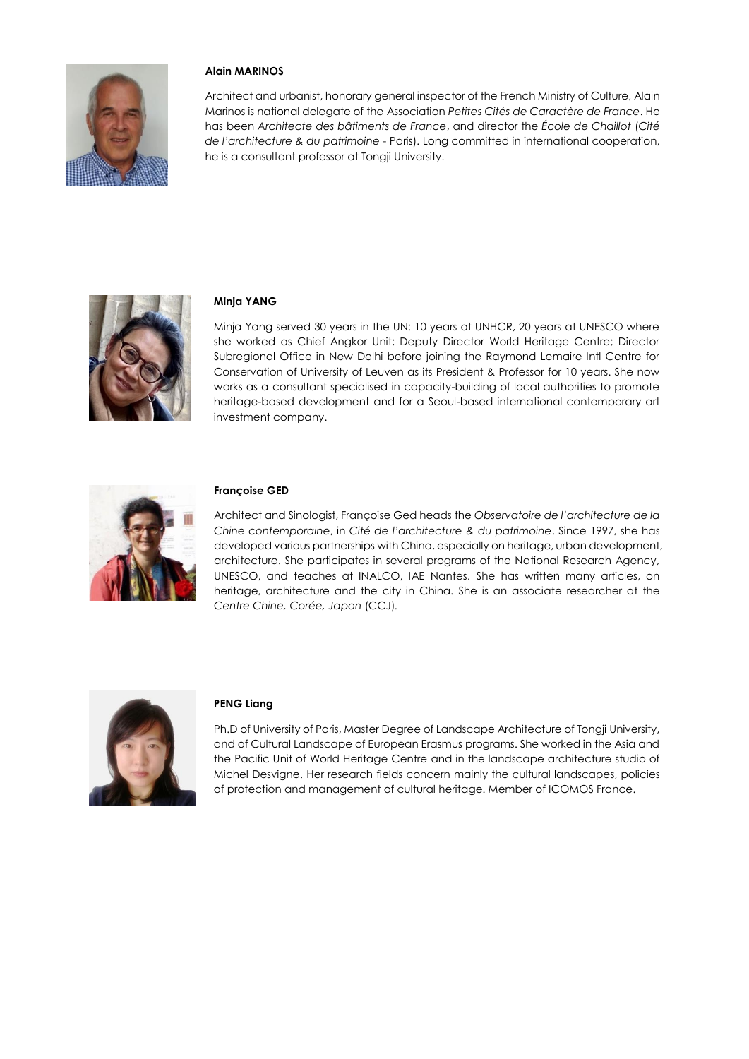**Alain MARINOS**

Architect and urbanist, honorary general inspector of the French Ministry of Culture, Alain Marinos is national delegate of the Association *Petites Cités de Caractère de France*. He has been *Architecte des bâtiments de France*, and director the *École de Chaillot* (*Cité de l'architecture & du patrimoine* - Paris). Long committed in international cooperation, he is a consultant professor at Tongji University.

**Minja YANG**

Minja Yang served 30 years in the UN: 10 years at UNHCR, 20 years at UNESCO where she worked as Chief Angkor Unit; Deputy Director World Heritage Centre; Director Subregional Office in New Delhi before joining the Raymond Lemaire Intl Centre for Conservation of University of Leuven as its President & Professor for 10 years. She now works as a consultant specialised in capacity-building of local authorities to promote heritage-based development and for a Seoul-based international contemporary art investment company.

**Françoise GED**

Architect and Sinologist, Françoise Ged heads the *Observatoire de l'architecture de la Chine contemporaine*, in *Cité de l'architecture & du patrimoine*. Since 1997, she has developed various partnerships with China, especially on heritage, urban development, architecture. She participates in several programs of the National Research Agency, UNESCO, and teaches at INALCO, IAE Nantes. She has written many articles, on heritage, architecture and the city in China. She is an associate researcher at the *Centre Chine, Corée, Japon* (CCJ).

**PENG Liang**

Ph.D of University of Paris, Master Degree of Landscape Architecture of Tongji University, and of Cultural Landscape of European Erasmus programs. She worked in the Asia and the Pacific Unit of World Heritage Centre and in the landscape architecture studio of Michel Desvigne. Her research fields concern mainly the cultural landscapes, policies of protection and management of cultural heritage. Member of ICOMOS France.